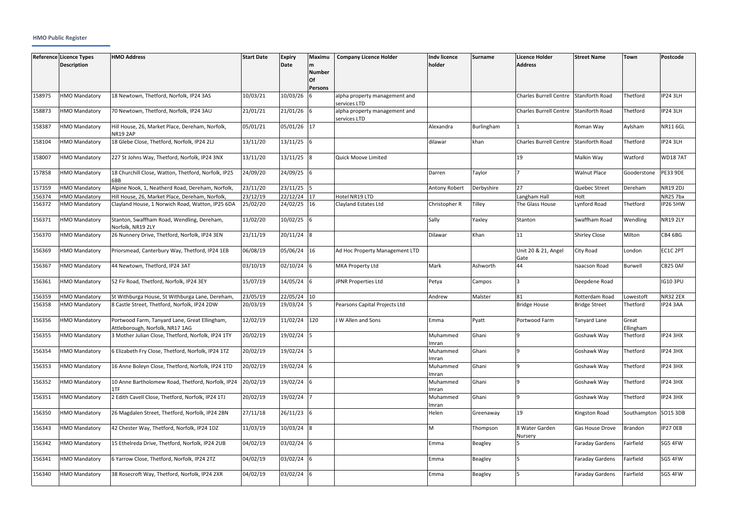**HMO Public Register**

| Reference | Licence Types Description | HMO Address | Start Date | Expiry Date | Maximum Number Of Persons | Company Licence Holder | Indv licence holder | Surname | Licence Holder Address | Street Name | Town | Postcode |
|---|---|---|---|---|---|---|---|---|---|---|---|---|
| 158975 | HMO Mandatory | 18 Newtown, Thetford, Norfolk, IP24 3AS | 10/03/21 | 10/03/26 | 6 | alpha property management and services LTD | | | Charles Burrell Centre | Staniforth Road | Thetford | IP24 3LH |
| 158873 | HMO Mandatory | 70 Newtown, Thetford, Norfolk, IP24 3AU | 21/01/21 | 21/01/26 | 6 | alpha property management and services LTD | | | Charles Burrell Centre | Staniforth Road | Thetford | IP24 3LH |
| 158387 | HMO Mandatory | Hill House, 26, Market Place, Dereham, Norfolk, NR19 2AP | 05/01/21 | 05/01/26 | 17 | | Alexandra | Burlingham | 1 | Roman Way | Aylsham | NR11 6GL |
| 158104 | HMO Mandatory | 18 Glebe Close, Thetford, Norfolk, IP24 2LJ | 13/11/20 | 13/11/25 | 6 | | dilawar | khan | Charles Burrell Centre | Staniforth Road | Thetford | IP24 3LH |
| 158007 | HMO Mandatory | 227 St Johns Way, Thetford, Norfolk, IP24 3NX | 13/11/20 | 13/11/25 | 8 | Quick Moove Limited | | | 19 | Malkin Way | Watford | WD18 7AT |
| 157858 | HMO Mandatory | 18 Churchill Close, Watton, Thetford, Norfolk, IP25 6BB | 24/09/20 | 24/09/25 | 6 | | Darren | Taylor | 7 | Walnut Place | Gooderstone | PE33 9DE |
| 157359 | HMO Mandatory | Alpine Nook, 1, Neatherd Road, Dereham, Norfolk, | 23/11/20 | 23/11/25 | 5 | | Antony Robert | Derbyshire | 27 | Quebec Street | Dereham | NR19 2DJ |
| 156374 | HMO Mandatory | Hill House, 26, Market Place, Dereham, Norfolk, | 23/12/19 | 22/12/24 | 17 | Hotel NR19 LTD | | | Langham Hall | Holt | | NR25 7bx |
| 156372 | HMO Mandatory | Clayland House, 1 Norwich Road, Watton, IP25 6DA | 25/02/20 | 24/02/25 | 16 | Clayland Estates Ltd | Christopher R | Tilley | The Glass House | Lynford Road | Thetford | IP26 5HW |
| 156371 | HMO Mandatory | Stanton, Swaffham Road, Wendling, Dereham, Norfolk, NR19 2LY | 11/02/20 | 10/02/25 | 6 | | Sally | Yaxley | Stanton | Swaffham Road | Wendling | NR19 2LY |
| 156370 | HMO Mandatory | 26 Nunnery Drive, Thetford, Norfolk, IP24 3EN | 21/11/19 | 20/11/24 | 8 | | Dilawar | Khan | 11 | Shirley Close | Milton | CB4 6BG |
| 156369 | HMO Mandatory | Priorsmead, Canterbury Way, Thetford, IP24 1EB | 06/08/19 | 05/06/24 | 16 | Ad Hoc Property Management LTD | | | Unit 20 & 21, Angel Gate | City Road | London | EC1C 2PT |
| 156367 | HMO Mandatory | 44 Newtown, Thetford, IP24 3AT | 03/10/19 | 02/10/24 | 6 | MKA Property Ltd | Mark | Ashworth | 44 | Isaacson Road | Burwell | CB25 0AF |
| 156361 | HMO Mandatory | 52 Fir Road, Thetford, Norfolk, IP24 3EY | 15/07/19 | 14/05/24 | 6 | JPNR Properties Ltd | Petya | Campos | 3 | Deepdene Road | | IG10 3PU |
| 156359 | HMO Mandatory | St Withburga House, St Withburga Lane, Dereham, | 23/05/19 | 22/05/24 | 10 | | Andrew | Malster | 81 | Rotterdam Road | Lowestoft | NR32 2EX |
| 156358 | HMO Mandatory | 8 Castle Street, Thetford, Norfolk, IP24 2DW | 20/03/19 | 19/03/24 | 5 | Pearsons Capital Projects Ltd | | | Bridge House | Bridge Street | Thetford | IP24 3AA |
| 156356 | HMO Mandatory | Portwood Farm, Tanyard Lane, Great Ellingham, Attleborough, Norfolk, NR17 1AG | 12/02/19 | 11/02/24 | 120 | J W Allen and Sons | Emma | Pyatt | Portwood Farm | Tanyard Lane | Great Ellingham | |
| 156355 | HMO Mandatory | 3 Mother Julian Close, Thetford, Norfolk, IP24 1TY | 20/02/19 | 19/02/24 | 5 | | Muhammed Imran | Ghani | 9 | Goshawk Way | Thetford | IP24 3HX |
| 156354 | HMO Mandatory | 6 Elizabeth Fry Close, Thetford, Norfolk, IP24 1TZ | 20/02/19 | 19/02/24 | 5 | | Muhammed Imran | Ghani | 9 | Goshawk Way | Thetford | IP24 3HX |
| 156353 | HMO Mandatory | 16 Anne Boleyn Close, Thetford, Norfolk, IP24 1TD | 20/02/19 | 19/02/24 | 6 | | Muhammed Imran | Ghani | 9 | Goshawk Way | Thetford | IP24 3HX |
| 156352 | HMO Mandatory | 10 Anne Bartholomew Road, Thetford, Norfolk, IP24 1TF | 20/02/19 | 19/02/24 | 6 | | Muhammed Imran | Ghani | 9 | Goshawk Way | Thetford | IP24 3HX |
| 156351 | HMO Mandatory | 2 Edith Cavell Close, Thetford, Norfolk, IP24 1TJ | 20/02/19 | 19/02/24 | 7 | | Muhammed Imran | Ghani | 9 | Goshawk Way | Thetford | IP24 3HX |
| 156350 | HMO Mandatory | 26 Magdalen Street, Thetford, Norfolk, IP24 2BN | 27/11/18 | 26/11/23 | 6 | | Helen | Greenaway | 19 | Kingston Road | Southampton | SO15 3DB |
| 156343 | HMO Mandatory | 42 Chester Way, Thetford, Norfolk, IP24 1DZ | 11/03/19 | 10/03/24 | 8 | | M | Thompson | 8 Water Garden Nursery | Gas House Drove | Brandon | IP27 0EB |
| 156342 | HMO Mandatory | 15 Ethelreda Drive, Thetford, Norfolk, IP24 2UB | 04/02/19 | 03/02/24 | 6 | | Emma | Beagley | 5 | Faraday Gardens | Fairfield | SG5 4FW |
| 156341 | HMO Mandatory | 6 Yarrow Close, Thetford, Norfolk, IP24 2TZ | 04/02/19 | 03/02/24 | 6 | | Emma | Beagley | 5 | Faraday Gardens | Fairfield | SG5 4FW |
| 156340 | HMO Mandatory | 38 Rosecroft Way, Thetford, Norfolk, IP24 2XR | 04/02/19 | 03/02/24 | 6 | | Emma | Beagley | 5 | Faraday Gardens | Fairfield | SG5 4FW |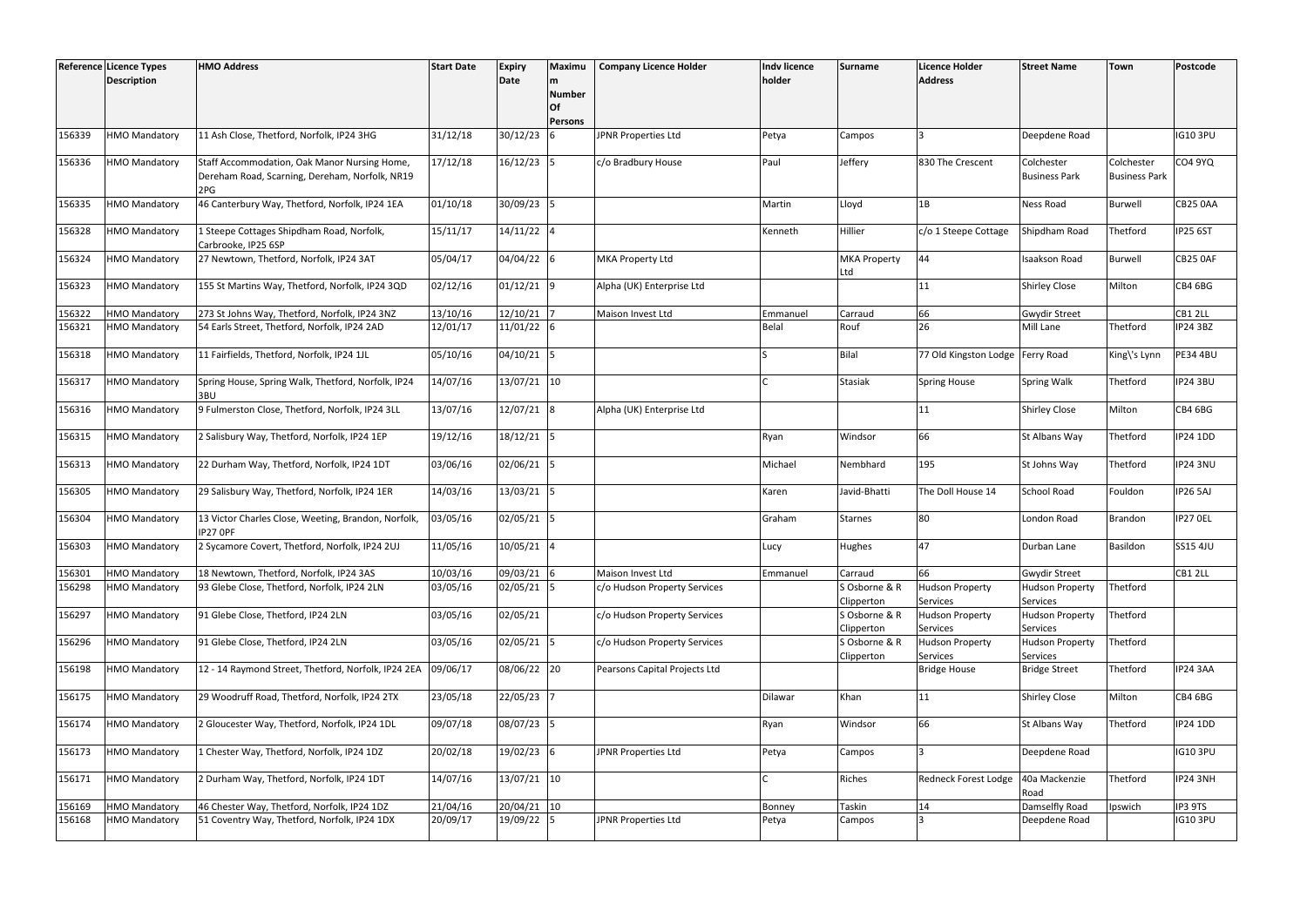| Reference | Licence Types Description | HMO Address | Start Date | Expiry Date | Maximum Number Of Persons | Company Licence Holder | Indv licence holder | Surname | Licence Holder Address | Street Name | Town | Postcode |
|---|---|---|---|---|---|---|---|---|---|---|---|---|
| 156339 | HMO Mandatory | 11 Ash Close, Thetford, Norfolk, IP24 3HG | 31/12/18 | 30/12/23 | 6 | JPNR Properties Ltd | Petya | Campos | 3 | Deepdene Road | | IG10 3PU |
| 156336 | HMO Mandatory | Staff Accommodation, Oak Manor Nursing Home, Dereham Road, Scarning, Dereham, Norfolk, NR19 2PG | 17/12/18 | 16/12/23 | 5 | c/o Bradbury House | Paul | Jeffery | 830 The Crescent | Colchester Business Park | Colchester Business Park | CO4 9YQ |
| 156335 | HMO Mandatory | 46 Canterbury Way, Thetford, Norfolk, IP24 1EA | 01/10/18 | 30/09/23 | 5 | | Martin | Lloyd | 1B | Ness Road | Burwell | CB25 0AA |
| 156328 | HMO Mandatory | 1 Steepe Cottages Shipdham Road, Norfolk, Carbrooke, IP25 6SP | 15/11/17 | 14/11/22 | 4 | | Kenneth | Hillier | c/o 1 Steepe Cottage | Shipdham Road | Thetford | IP25 6ST |
| 156324 | HMO Mandatory | 27 Newtown, Thetford, Norfolk, IP24 3AT | 05/04/17 | 04/04/22 | 6 | MKA Property Ltd | | MKA Property Ltd | 44 | Isaakson Road | Burwell | CB25 0AF |
| 156323 | HMO Mandatory | 155 St Martins Way, Thetford, Norfolk, IP24 3QD | 02/12/16 | 01/12/21 | 9 | Alpha (UK) Enterprise Ltd | | | 11 | Shirley Close | Milton | CB4 6BG |
| 156322 | HMO Mandatory | 273 St Johns Way, Thetford, Norfolk, IP24 3NZ | 13/10/16 | 12/10/21 | 7 | Maison Invest Ltd | Emmanuel | Carraud | 66 | Gwydir Street | | CB1 2LL |
| 156321 | HMO Mandatory | 54 Earls Street, Thetford, Norfolk, IP24 2AD | 12/01/17 | 11/01/22 | 6 | | Belal | Rouf | 26 | Mill Lane | Thetford | IP24 3BZ |
| 156318 | HMO Mandatory | 11 Fairfields, Thetford, Norfolk, IP24 1JL | 05/10/16 | 04/10/21 | 5 | | S | Bilal | 77 Old Kingston Lodge | Ferry Road | King\'s Lynn | PE34 4BU |
| 156317 | HMO Mandatory | Spring House, Spring Walk, Thetford, Norfolk, IP24 3BU | 14/07/16 | 13/07/21 | 10 | | C | Stasiak | Spring House | Spring Walk | Thetford | IP24 3BU |
| 156316 | HMO Mandatory | 9 Fulmerston Close, Thetford, Norfolk, IP24 3LL | 13/07/16 | 12/07/21 | 8 | Alpha (UK) Enterprise Ltd | | | 11 | Shirley Close | Milton | CB4 6BG |
| 156315 | HMO Mandatory | 2 Salisbury Way, Thetford, Norfolk, IP24 1EP | 19/12/16 | 18/12/21 | 5 | | Ryan | Windsor | 66 | St Albans Way | Thetford | IP24 1DD |
| 156313 | HMO Mandatory | 22 Durham Way, Thetford, Norfolk, IP24 1DT | 03/06/16 | 02/06/21 | 5 | | Michael | Nembhard | 195 | St Johns Way | Thetford | IP24 3NU |
| 156305 | HMO Mandatory | 29 Salisbury Way, Thetford, Norfolk, IP24 1ER | 14/03/16 | 13/03/21 | 5 | | Karen | Javid-Bhatti | The Doll House 14 | School Road | Fouldon | IP26 5AJ |
| 156304 | HMO Mandatory | 13 Victor Charles Close, Weeting, Brandon, Norfolk, IP27 0PF | 03/05/16 | 02/05/21 | 5 | | Graham | Starnes | 80 | London Road | Brandon | IP27 0EL |
| 156303 | HMO Mandatory | 2 Sycamore Covert, Thetford, Norfolk, IP24 2UJ | 11/05/16 | 10/05/21 | 4 | | Lucy | Hughes | 47 | Durban Lane | Basildon | SS15 4JU |
| 156301 | HMO Mandatory | 18 Newtown, Thetford, Norfolk, IP24 3AS | 10/03/16 | 09/03/21 | 6 | Maison Invest Ltd | Emmanuel | Carraud | 66 | Gwydir Street | | CB1 2LL |
| 156298 | HMO Mandatory | 93 Glebe Close, Thetford, Norfolk, IP24 2LN | 03/05/16 | 02/05/21 | 5 | c/o Hudson Property Services | | S Osborne & R Clipperton | Hudson Property Services | Hudson Property Services | Thetford | |
| 156297 | HMO Mandatory | 91 Glebe Close, Thetford, IP24 2LN | 03/05/16 | 02/05/21 | | c/o Hudson Property Services | | S Osborne & R Clipperton | Hudson Property Services | Hudson Property Services | Thetford | |
| 156296 | HMO Mandatory | 91 Glebe Close, Thetford, IP24 2LN | 03/05/16 | 02/05/21 | 5 | c/o Hudson Property Services | | S Osborne & R Clipperton | Hudson Property Services | Hudson Property Services | Thetford | |
| 156198 | HMO Mandatory | 12 - 14 Raymond Street, Thetford, Norfolk, IP24 2EA | 09/06/17 | 08/06/22 | 20 | Pearsons Capital Projects Ltd | | | Bridge House | Bridge Street | Thetford | IP24 3AA |
| 156175 | HMO Mandatory | 29 Woodruff Road, Thetford, Norfolk, IP24 2TX | 23/05/18 | 22/05/23 | 7 | | Dilawar | Khan | 11 | Shirley Close | Milton | CB4 6BG |
| 156174 | HMO Mandatory | 2 Gloucester Way, Thetford, Norfolk, IP24 1DL | 09/07/18 | 08/07/23 | 5 | | Ryan | Windsor | 66 | St Albans Way | Thetford | IP24 1DD |
| 156173 | HMO Mandatory | 1 Chester Way, Thetford, Norfolk, IP24 1DZ | 20/02/18 | 19/02/23 | 6 | JPNR Properties Ltd | Petya | Campos | 3 | Deepdene Road | | IG10 3PU |
| 156171 | HMO Mandatory | 2 Durham Way, Thetford, Norfolk, IP24 1DT | 14/07/16 | 13/07/21 | 10 | | C | Riches | Redneck Forest Lodge | 40a Mackenzie Road | Thetford | IP24 3NH |
| 156169 | HMO Mandatory | 46 Chester Way, Thetford, Norfolk, IP24 1DZ | 21/04/16 | 20/04/21 | 10 | | Bonney | Taskin | 14 | Damselfly Road | Ipswich | IP3 9TS |
| 156168 | HMO Mandatory | 51 Coventry Way, Thetford, Norfolk, IP24 1DX | 20/09/17 | 19/09/22 | 5 | JPNR Properties Ltd | Petya | Campos | 3 | Deepdene Road | | IG10 3PU |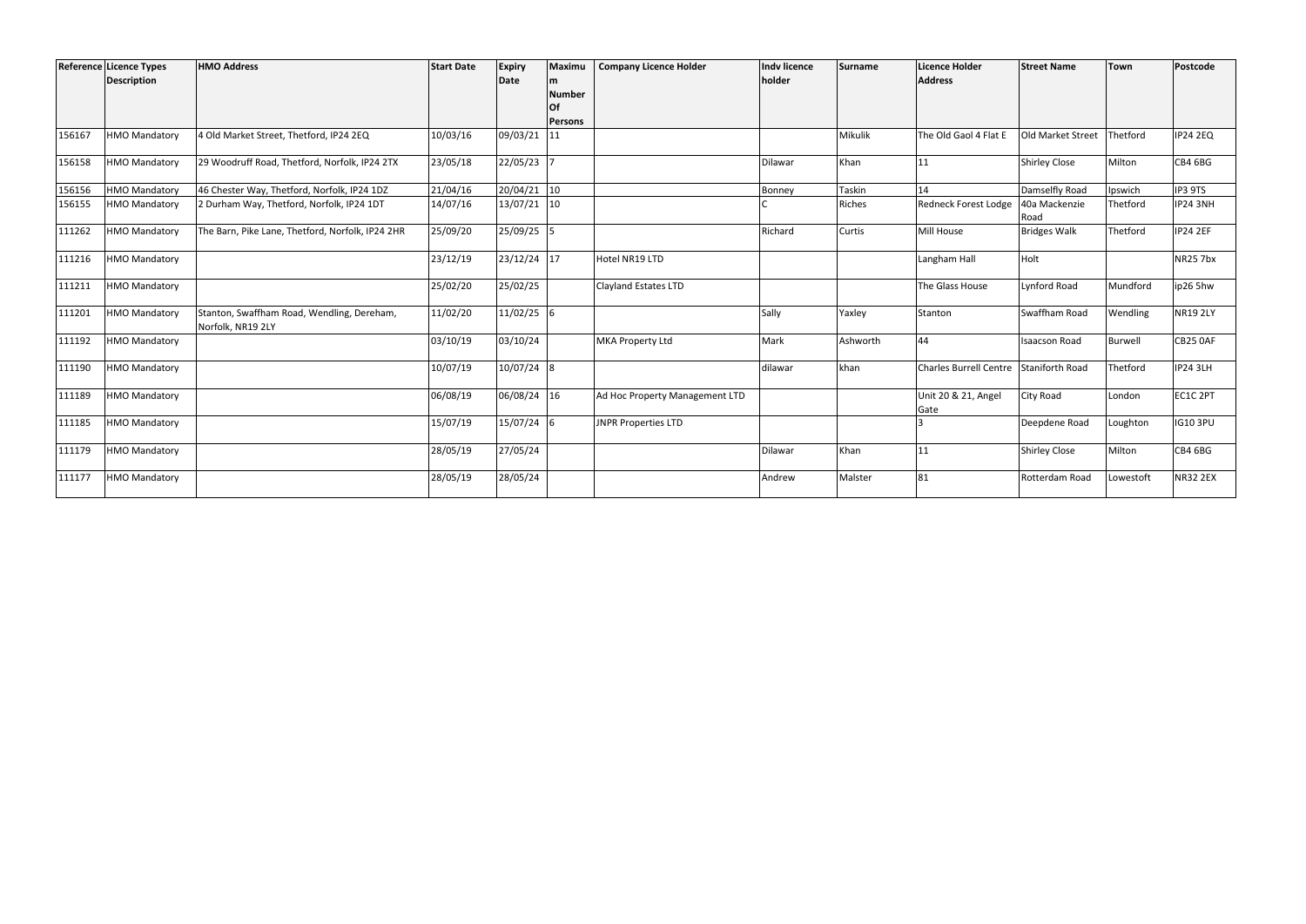| Reference | Licence Types Description | HMO Address | Start Date | Expiry Date | Maximum Number Of Persons | Company Licence Holder | Indv licence holder | Surname | Licence Holder Address | Street Name | Town | Postcode |
|---|---|---|---|---|---|---|---|---|---|---|---|---|
| 156167 | HMO Mandatory | 4 Old Market Street, Thetford, IP24 2EQ | 10/03/16 | 09/03/21 | 11 | | | Mikulik | The Old Gaol 4 Flat E | Old Market Street | Thetford | IP24 2EQ |
| 156158 | HMO Mandatory | 29 Woodruff Road, Thetford, Norfolk, IP24 2TX | 23/05/18 | 22/05/23 | 7 | | Dilawar | Khan | 11 | Shirley Close | Milton | CB4 6BG |
| 156156 | HMO Mandatory | 46 Chester Way, Thetford, Norfolk, IP24 1DZ | 21/04/16 | 20/04/21 | 10 | | Bonney | Taskin | 14 | Damselfly Road | Ipswich | IP3 9TS |
| 156155 | HMO Mandatory | 2 Durham Way, Thetford, Norfolk, IP24 1DT | 14/07/16 | 13/07/21 | 10 | | C | Riches | Redneck Forest Lodge | 40a Mackenzie Road | Thetford | IP24 3NH |
| 111262 | HMO Mandatory | The Barn, Pike Lane, Thetford, Norfolk, IP24 2HR | 25/09/20 | 25/09/25 | 5 | | Richard | Curtis | Mill House | Bridges Walk | Thetford | IP24 2EF |
| 111216 | HMO Mandatory | | 23/12/19 | 23/12/24 | 17 | Hotel NR19 LTD | | | Langham Hall | Holt | | NR25 7bx |
| 111211 | HMO Mandatory | | 25/02/20 | 25/02/25 | | Clayland Estates LTD | | | The Glass House | Lynford Road | Mundford | ip26 5hw |
| 111201 | HMO Mandatory | Stanton, Swaffham Road, Wendling, Dereham, Norfolk, NR19 2LY | 11/02/20 | 11/02/25 | 6 | | Sally | Yaxley | Stanton | Swaffham Road | Wendling | NR19 2LY |
| 111192 | HMO Mandatory | | 03/10/19 | 03/10/24 | | MKA Property Ltd | Mark | Ashworth | 44 | Isaacson Road | Burwell | CB25 0AF |
| 111190 | HMO Mandatory | | 10/07/19 | 10/07/24 | 8 | | dilawar | khan | Charles Burrell Centre | Staniforth Road | Thetford | IP24 3LH |
| 111189 | HMO Mandatory | | 06/08/19 | 06/08/24 | 16 | Ad Hoc Property Management LTD | | | Unit 20 & 21, Angel Gate | City Road | London | EC1C 2PT |
| 111185 | HMO Mandatory | | 15/07/19 | 15/07/24 | 6 | JNPR Properties LTD | | | 3 | Deepdene Road | Loughton | IG10 3PU |
| 111179 | HMO Mandatory | | 28/05/19 | 27/05/24 | | | Dilawar | Khan | 11 | Shirley Close | Milton | CB4 6BG |
| 111177 | HMO Mandatory | | 28/05/19 | 28/05/24 | | | Andrew | Malster | 81 | Rotterdam Road | Lowestoft | NR32 2EX |